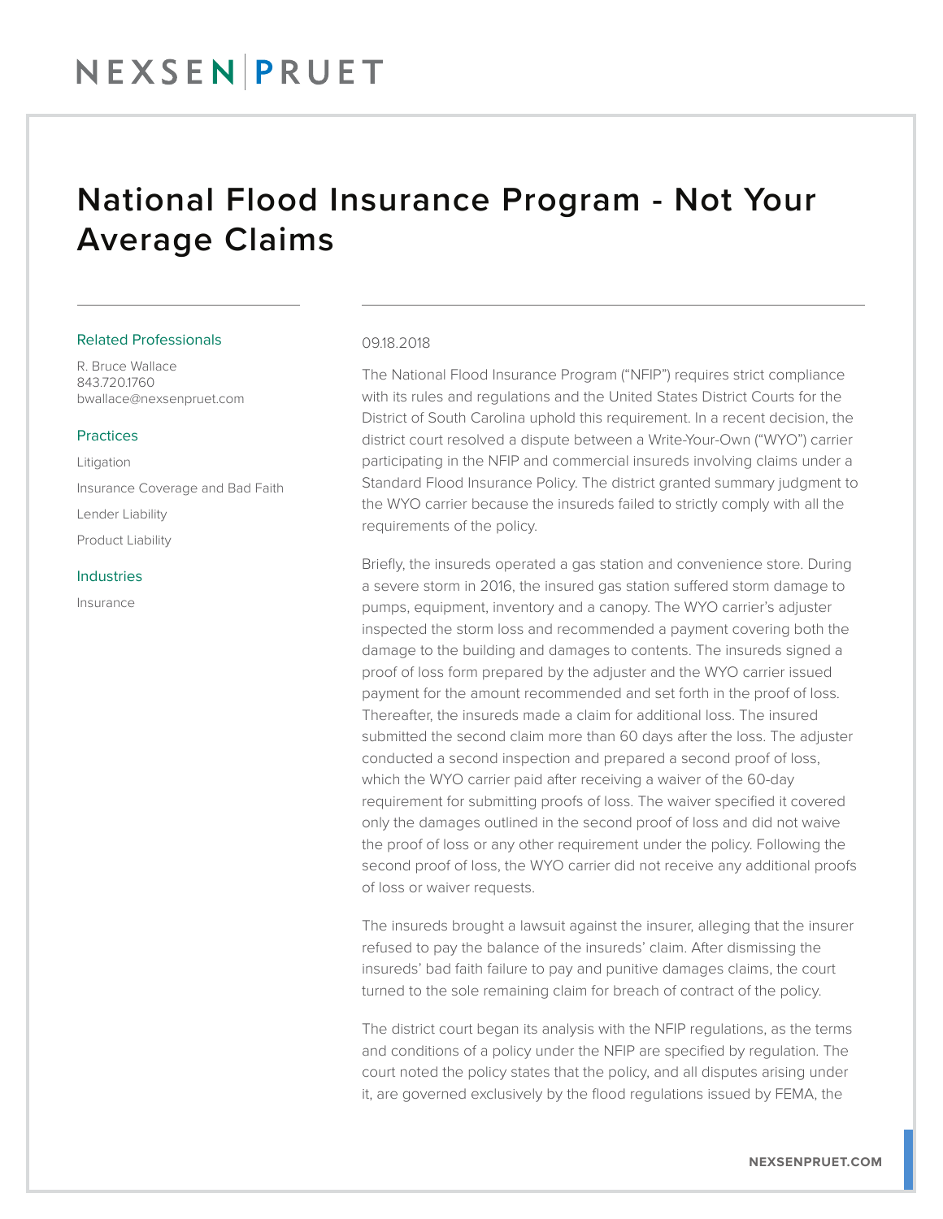# National Flood Insurance Program - Not Your Average Claims

### Related Professionals

R. Bruce Wallace
843.720.1760
bwallace@nexsenpruet.com

### Practices

Litigation

Insurance Coverage and Bad Faith

Lender Liability

Product Liability

### Industries

Insurance

09.18.2018

The National Flood Insurance Program ("NFIP") requires strict compliance with its rules and regulations and the United States District Courts for the District of South Carolina uphold this requirement. In a recent decision, the district court resolved a dispute between a Write-Your-Own ("WYO") carrier participating in the NFIP and commercial insureds involving claims under a Standard Flood Insurance Policy. The district granted summary judgment to the WYO carrier because the insureds failed to strictly comply with all the requirements of the policy.

Briefly, the insureds operated a gas station and convenience store. During a severe storm in 2016, the insured gas station suffered storm damage to pumps, equipment, inventory and a canopy. The WYO carrier's adjuster inspected the storm loss and recommended a payment covering both the damage to the building and damages to contents. The insureds signed a proof of loss form prepared by the adjuster and the WYO carrier issued payment for the amount recommended and set forth in the proof of loss. Thereafter, the insureds made a claim for additional loss. The insured submitted the second claim more than 60 days after the loss. The adjuster conducted a second inspection and prepared a second proof of loss, which the WYO carrier paid after receiving a waiver of the 60-day requirement for submitting proofs of loss. The waiver specified it covered only the damages outlined in the second proof of loss and did not waive the proof of loss or any other requirement under the policy. Following the second proof of loss, the WYO carrier did not receive any additional proofs of loss or waiver requests.

The insureds brought a lawsuit against the insurer, alleging that the insurer refused to pay the balance of the insureds' claim. After dismissing the insureds' bad faith failure to pay and punitive damages claims, the court turned to the sole remaining claim for breach of contract of the policy.

The district court began its analysis with the NFIP regulations, as the terms and conditions of a policy under the NFIP are specified by regulation. The court noted the policy states that the policy, and all disputes arising under it, are governed exclusively by the flood regulations issued by FEMA, the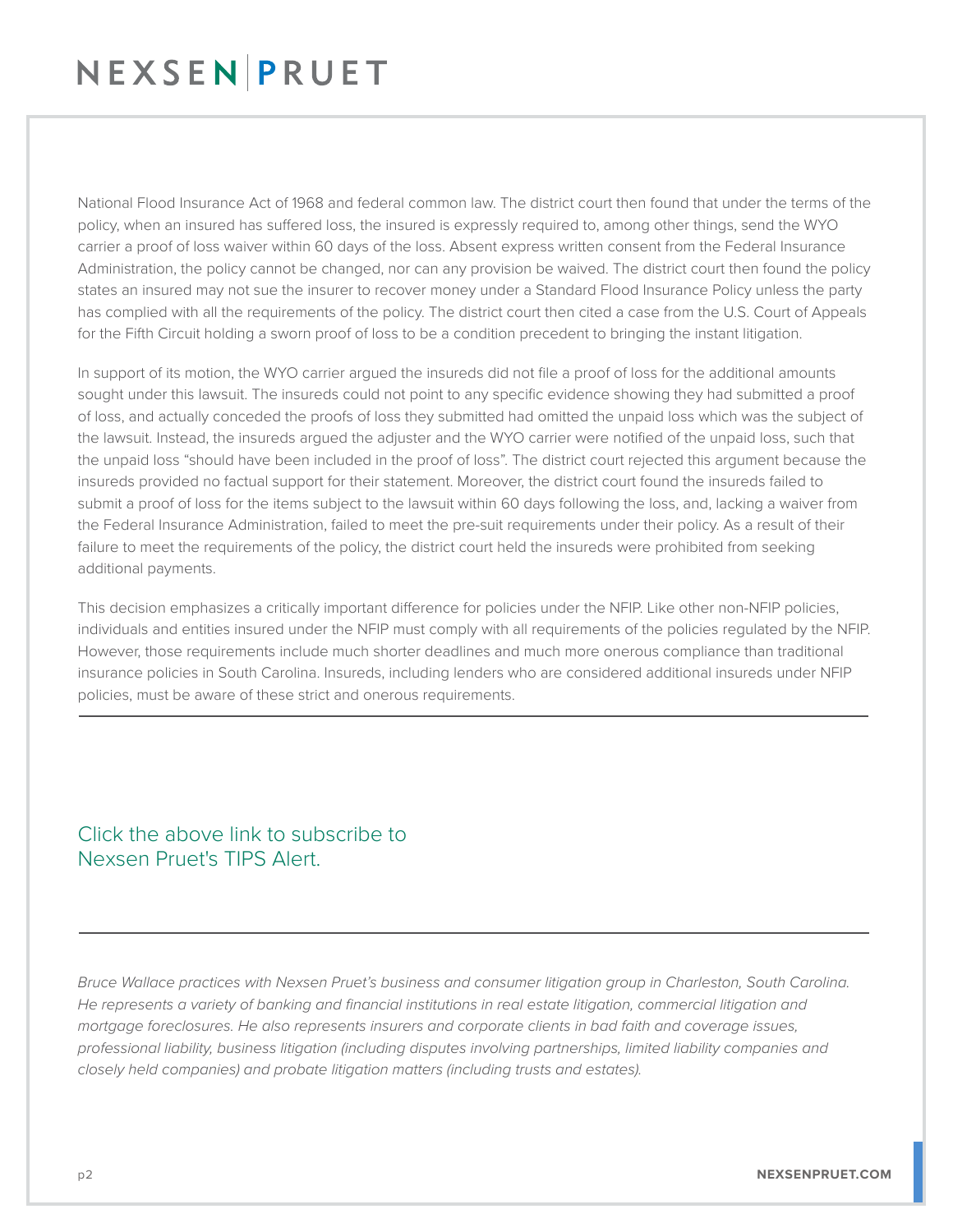National Flood Insurance Act of 1968 and federal common law. The district court then found that under the terms of the policy, when an insured has suffered loss, the insured is expressly required to, among other things, send the WYO carrier a proof of loss waiver within 60 days of the loss. Absent express written consent from the Federal Insurance Administration, the policy cannot be changed, nor can any provision be waived. The district court then found the policy states an insured may not sue the insurer to recover money under a Standard Flood Insurance Policy unless the party has complied with all the requirements of the policy. The district court then cited a case from the U.S. Court of Appeals for the Fifth Circuit holding a sworn proof of loss to be a condition precedent to bringing the instant litigation.

In support of its motion, the WYO carrier argued the insureds did not file a proof of loss for the additional amounts sought under this lawsuit. The insureds could not point to any specific evidence showing they had submitted a proof of loss, and actually conceded the proofs of loss they submitted had omitted the unpaid loss which was the subject of the lawsuit. Instead, the insureds argued the adjuster and the WYO carrier were notified of the unpaid loss, such that the unpaid loss "should have been included in the proof of loss". The district court rejected this argument because the insureds provided no factual support for their statement. Moreover, the district court found the insureds failed to submit a proof of loss for the items subject to the lawsuit within 60 days following the loss, and, lacking a waiver from the Federal Insurance Administration, failed to meet the pre-suit requirements under their policy. As a result of their failure to meet the requirements of the policy, the district court held the insureds were prohibited from seeking additional payments.

This decision emphasizes a critically important difference for policies under the NFIP. Like other non-NFIP policies, individuals and entities insured under the NFIP must comply with all requirements of the policies regulated by the NFIP. However, those requirements include much shorter deadlines and much more onerous compliance than traditional insurance policies in South Carolina. Insureds, including lenders who are considered additional insureds under NFIP policies, must be aware of these strict and onerous requirements.

---

Click the above link to subscribe to Nexsen Pruet's TIPS Alert.

---

*Bruce Wallace practices with Nexsen Pruet's business and consumer litigation group in Charleston, South Carolina. He represents a variety of banking and financial institutions in real estate litigation, commercial litigation and mortgage foreclosures. He also represents insurers and corporate clients in bad faith and coverage issues, professional liability, business litigation (including disputes involving partnerships, limited liability companies and closely held companies) and probate litigation matters (including trusts and estates).*